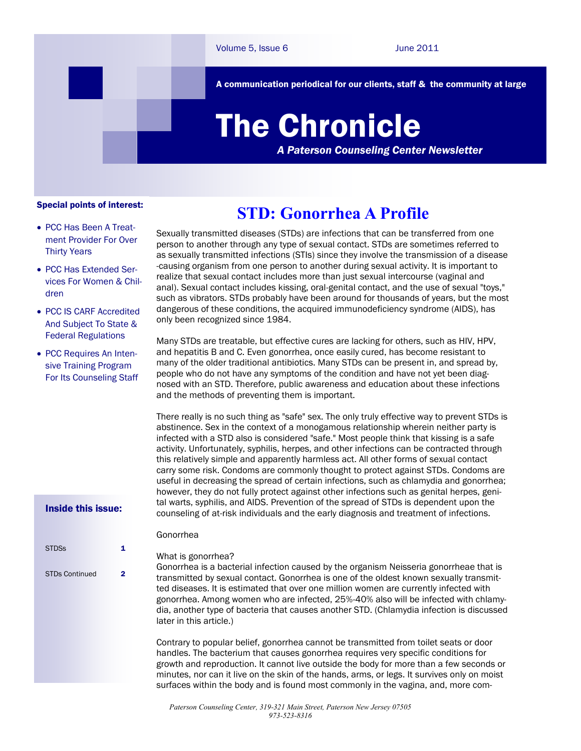A communication periodical for our clients, staff & the community at large

# The Chronicle

***A Paterson Counseling Center Newsletter***

**Special points of interest:**

- PCC Has Been A Treatment Provider For Over Thirty Years
- PCC Has Extended Services For Women & Children
- PCC IS CARF Accredited And Subject To State & Federal Regulations
- PCC Requires An Intensive Training Program For Its Counseling Staff

**Inside this issue:**

| | |
|---|---|
| STDSs | 1 |
| STDs Continued | 2 |

## STD: Gonorrhea A Profile

Sexually transmitted diseases (STDs) are infections that can be transferred from one person to another through any type of sexual contact. STDs are sometimes referred to as sexually transmitted infections (STIs) since they involve the transmission of a disease-causing organism from one person to another during sexual activity. It is important to realize that sexual contact includes more than just sexual intercourse (vaginal and anal). Sexual contact includes kissing, oral-genital contact, and the use of sexual "toys," such as vibrators. STDs probably have been around for thousands of years, but the most dangerous of these conditions, the acquired immunodeficiency syndrome (AIDS), has only been recognized since 1984.

Many STDs are treatable, but effective cures are lacking for others, such as HIV, HPV, and hepatitis B and C. Even gonorrhea, once easily cured, has become resistant to many of the older traditional antibiotics. Many STDs can be present in, and spread by, people who do not have any symptoms of the condition and have not yet been diagnosed with an STD. Therefore, public awareness and education about these infections and the methods of preventing them is important.

There really is no such thing as "safe" sex. The only truly effective way to prevent STDs is abstinence. Sex in the context of a monogamous relationship wherein neither party is infected with a STD also is considered "safe." Most people think that kissing is a safe activity. Unfortunately, syphilis, herpes, and other infections can be contracted through this relatively simple and apparently harmless act. All other forms of sexual contact carry some risk. Condoms are commonly thought to protect against STDs. Condoms are useful in decreasing the spread of certain infections, such as chlamydia and gonorrhea; however, they do not fully protect against other infections such as genital herpes, genital warts, syphilis, and AIDS. Prevention of the spread of STDs is dependent upon the counseling of at-risk individuals and the early diagnosis and treatment of infections.

Gonorrhea

What is gonorrhea?
Gonorrhea is a bacterial infection caused by the organism Neisseria gonorrheae that is transmitted by sexual contact. Gonorrhea is one of the oldest known sexually transmitted diseases. It is estimated that over one million women are currently infected with gonorrhea. Among women who are infected, 25%-40% also will be infected with chlamydia, another type of bacteria that causes another STD. (Chlamydia infection is discussed later in this article.)

Contrary to popular belief, gonorrhea cannot be transmitted from toilet seats or door handles. The bacterium that causes gonorrhea requires very specific conditions for growth and reproduction. It cannot live outside the body for more than a few seconds or minutes, nor can it live on the skin of the hands, arms, or legs. It survives only on moist surfaces within the body and is found most commonly in the vagina, and, more com-

*Paterson Counseling Center, 319-321 Main Street, Paterson New Jersey 07505*
*973-523-8316*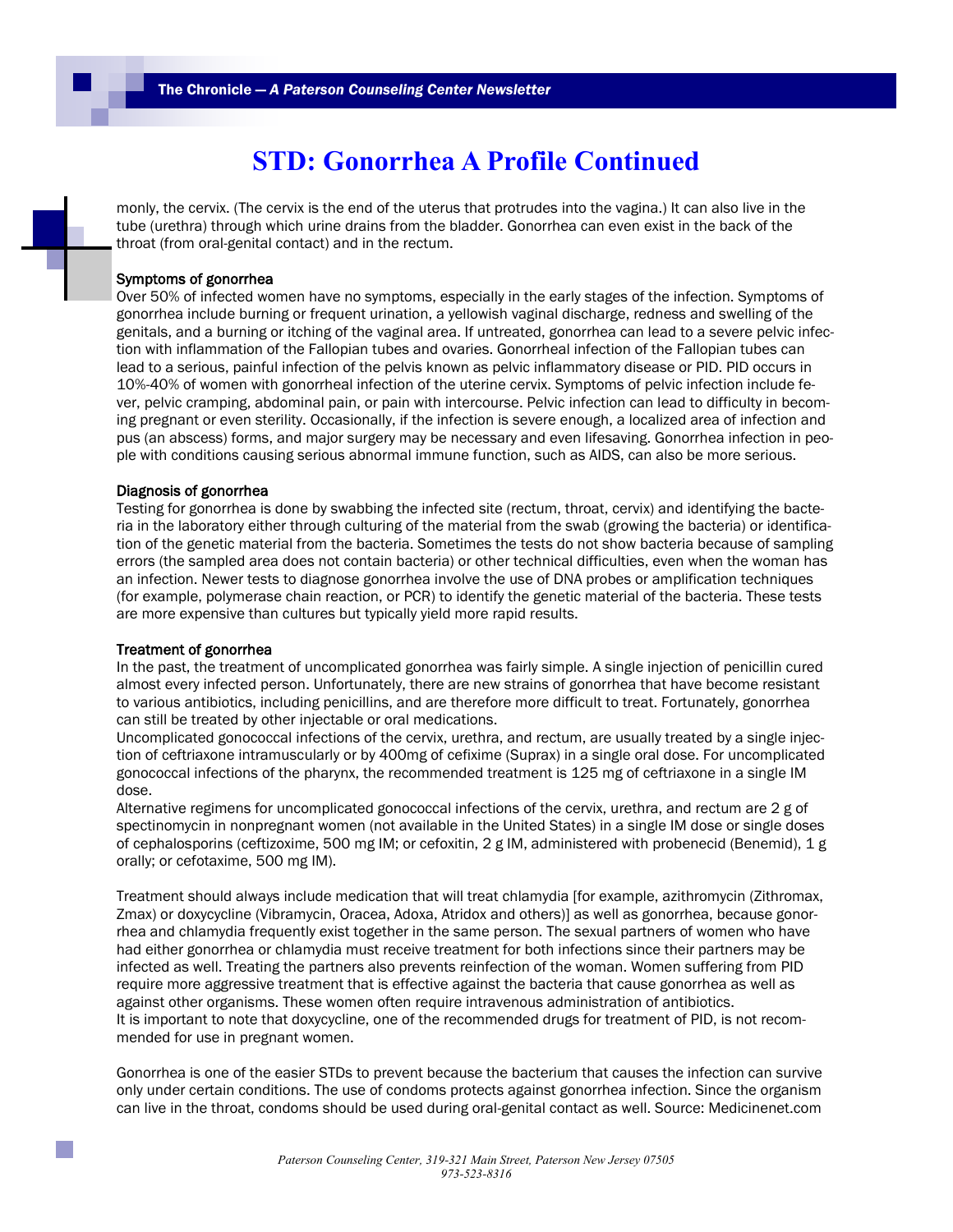# STD: Gonorrhea A Profile Continued

monly, the cervix. (The cervix is the end of the uterus that protrudes into the vagina.) It can also live in the tube (urethra) through which urine drains from the bladder. Gonorrhea can even exist in the back of the throat (from oral-genital contact) and in the rectum.

## Symptoms of gonorrhea

Over 50% of infected women have no symptoms, especially in the early stages of the infection. Symptoms of gonorrhea include burning or frequent urination, a yellowish vaginal discharge, redness and swelling of the genitals, and a burning or itching of the vaginal area. If untreated, gonorrhea can lead to a severe pelvic infection with inflammation of the Fallopian tubes and ovaries. Gonorrheal infection of the Fallopian tubes can lead to a serious, painful infection of the pelvis known as pelvic inflammatory disease or PID. PID occurs in 10%-40% of women with gonorrheal infection of the uterine cervix. Symptoms of pelvic infection include fever, pelvic cramping, abdominal pain, or pain with intercourse. Pelvic infection can lead to difficulty in becoming pregnant or even sterility. Occasionally, if the infection is severe enough, a localized area of infection and pus (an abscess) forms, and major surgery may be necessary and even lifesaving. Gonorrhea infection in people with conditions causing serious abnormal immune function, such as AIDS, can also be more serious.

## Diagnosis of gonorrhea

Testing for gonorrhea is done by swabbing the infected site (rectum, throat, cervix) and identifying the bacteria in the laboratory either through culturing of the material from the swab (growing the bacteria) or identification of the genetic material from the bacteria. Sometimes the tests do not show bacteria because of sampling errors (the sampled area does not contain bacteria) or other technical difficulties, even when the woman has an infection. Newer tests to diagnose gonorrhea involve the use of DNA probes or amplification techniques (for example, polymerase chain reaction, or PCR) to identify the genetic material of the bacteria. These tests are more expensive than cultures but typically yield more rapid results.

## Treatment of gonorrhea

In the past, the treatment of uncomplicated gonorrhea was fairly simple. A single injection of penicillin cured almost every infected person. Unfortunately, there are new strains of gonorrhea that have become resistant to various antibiotics, including penicillins, and are therefore more difficult to treat. Fortunately, gonorrhea can still be treated by other injectable or oral medications.

Uncomplicated gonococcal infections of the cervix, urethra, and rectum, are usually treated by a single injection of ceftriaxone intramuscularly or by 400mg of cefixime (Suprax) in a single oral dose. For uncomplicated gonococcal infections of the pharynx, the recommended treatment is 125 mg of ceftriaxone in a single IM dose.

Alternative regimens for uncomplicated gonococcal infections of the cervix, urethra, and rectum are 2 g of spectinomycin in nonpregnant women (not available in the United States) in a single IM dose or single doses of cephalosporins (ceftizoxime, 500 mg IM; or cefoxitin, 2 g IM, administered with probenecid (Benemid), 1 g orally; or cefotaxime, 500 mg IM).

Treatment should always include medication that will treat chlamydia [for example, azithromycin (Zithromax, Zmax) or doxycycline (Vibramycin, Oracea, Adoxa, Atridox and others)] as well as gonorrhea, because gonorrhea and chlamydia frequently exist together in the same person. The sexual partners of women who have had either gonorrhea or chlamydia must receive treatment for both infections since their partners may be infected as well. Treating the partners also prevents reinfection of the woman. Women suffering from PID require more aggressive treatment that is effective against the bacteria that cause gonorrhea as well as against other organisms. These women often require intravenous administration of antibiotics.

It is important to note that doxycycline, one of the recommended drugs for treatment of PID, is not recommended for use in pregnant women.

Gonorrhea is one of the easier STDs to prevent because the bacterium that causes the infection can survive only under certain conditions. The use of condoms protects against gonorrhea infection. Since the organism can live in the throat, condoms should be used during oral-genital contact as well. Source: Medicinenet.com